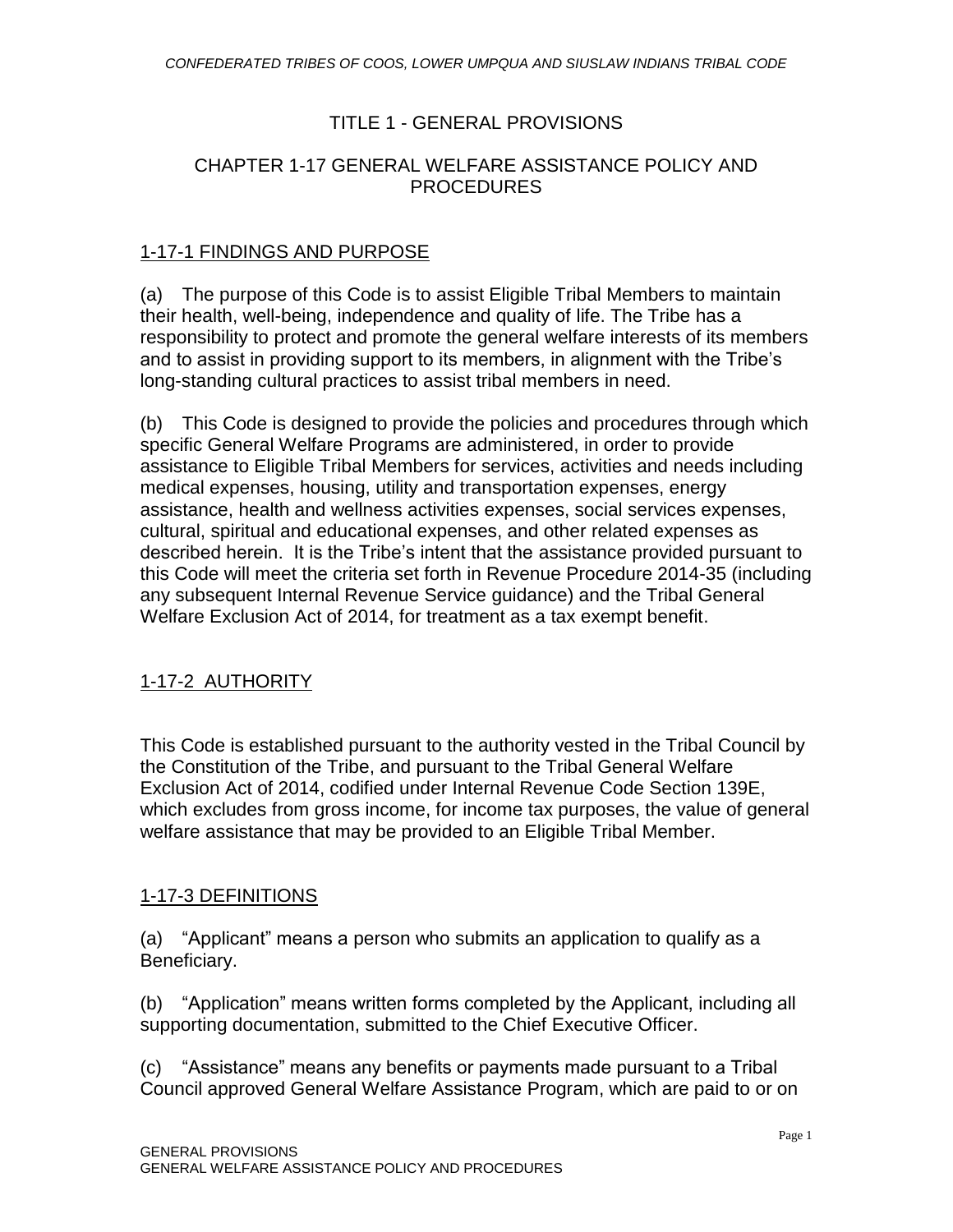# TITLE 1 - GENERAL PROVISIONS

## CHAPTER 1-17 GENERAL WELFARE ASSISTANCE POLICY AND PROCEDURES

### 1-17-1 FINDINGS AND PURPOSE

(a) The purpose of this Code is to assist Eligible Tribal Members to maintain their health, well-being, independence and quality of life. The Tribe has a responsibility to protect and promote the general welfare interests of its members and to assist in providing support to its members, in alignment with the Tribe's long-standing cultural practices to assist tribal members in need.

(b) This Code is designed to provide the policies and procedures through which specific General Welfare Programs are administered, in order to provide assistance to Eligible Tribal Members for services, activities and needs including medical expenses, housing, utility and transportation expenses, energy assistance, health and wellness activities expenses, social services expenses, cultural, spiritual and educational expenses, and other related expenses as described herein. It is the Tribe's intent that the assistance provided pursuant to this Code will meet the criteria set forth in Revenue Procedure 2014-35 (including any subsequent Internal Revenue Service guidance) and the Tribal General Welfare Exclusion Act of 2014, for treatment as a tax exempt benefit.

### 1-17-2 AUTHORITY

This Code is established pursuant to the authority vested in the Tribal Council by the Constitution of the Tribe, and pursuant to the Tribal General Welfare Exclusion Act of 2014, codified under Internal Revenue Code Section 139E, which excludes from gross income, for income tax purposes, the value of general welfare assistance that may be provided to an Eligible Tribal Member.

### 1-17-3 DEFINITIONS

(a) "Applicant" means a person who submits an application to qualify as a Beneficiary.

(b) "Application" means written forms completed by the Applicant, including all supporting documentation, submitted to the Chief Executive Officer.

(c) "Assistance" means any benefits or payments made pursuant to a Tribal Council approved General Welfare Assistance Program, which are paid to or on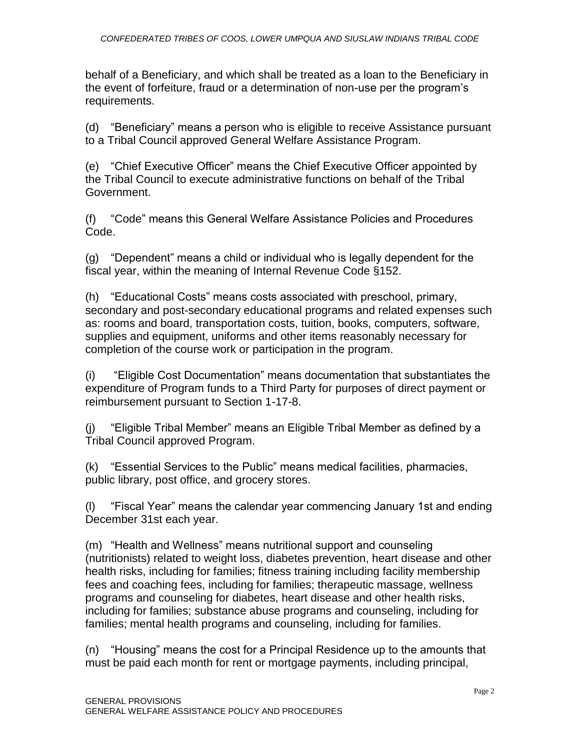behalf of a Beneficiary, and which shall be treated as a loan to the Beneficiary in the event of forfeiture, fraud or a determination of non-use per the program's requirements.

(d) "Beneficiary" means a person who is eligible to receive Assistance pursuant to a Tribal Council approved General Welfare Assistance Program.

(e) "Chief Executive Officer" means the Chief Executive Officer appointed by the Tribal Council to execute administrative functions on behalf of the Tribal Government.

(f) "Code" means this General Welfare Assistance Policies and Procedures Code.

(g) "Dependent" means a child or individual who is legally dependent for the fiscal year, within the meaning of Internal Revenue Code §152.

(h) "Educational Costs" means costs associated with preschool, primary, secondary and post-secondary educational programs and related expenses such as: rooms and board, transportation costs, tuition, books, computers, software, supplies and equipment, uniforms and other items reasonably necessary for completion of the course work or participation in the program.

(i) "Eligible Cost Documentation" means documentation that substantiates the expenditure of Program funds to a Third Party for purposes of direct payment or reimbursement pursuant to Section 1-17-8.

(j) "Eligible Tribal Member" means an Eligible Tribal Member as defined by a Tribal Council approved Program.

(k) "Essential Services to the Public" means medical facilities, pharmacies, public library, post office, and grocery stores.

(l) "Fiscal Year" means the calendar year commencing January 1st and ending December 31st each year.

(m) "Health and Wellness" means nutritional support and counseling (nutritionists) related to weight loss, diabetes prevention, heart disease and other health risks, including for families; fitness training including facility membership fees and coaching fees, including for families; therapeutic massage, wellness programs and counseling for diabetes, heart disease and other health risks, including for families; substance abuse programs and counseling, including for families; mental health programs and counseling, including for families.

(n) "Housing" means the cost for a Principal Residence up to the amounts that must be paid each month for rent or mortgage payments, including principal,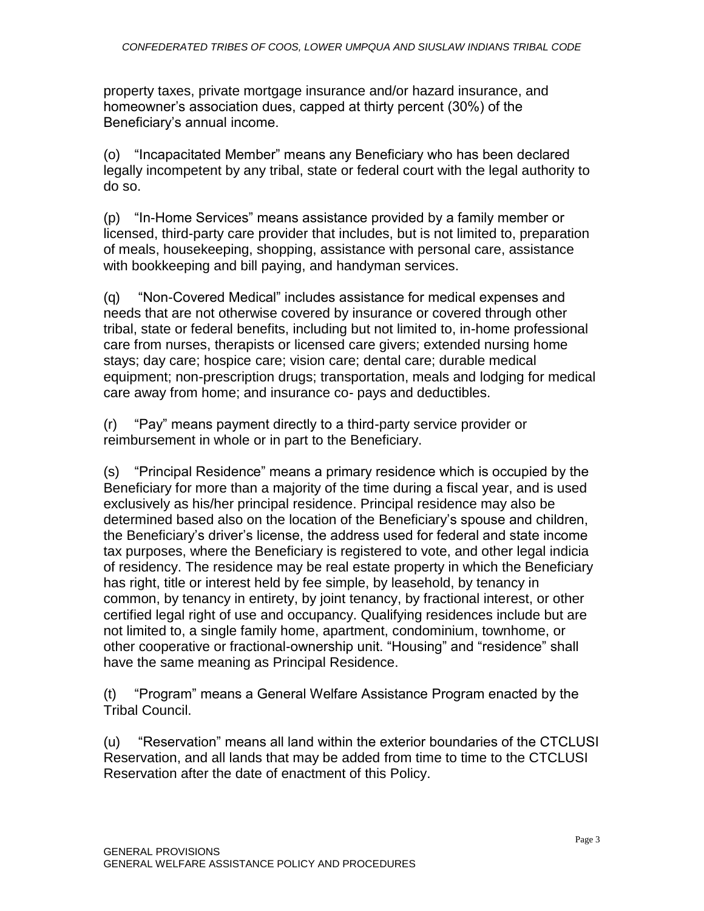property taxes, private mortgage insurance and/or hazard insurance, and homeowner's association dues, capped at thirty percent (30%) of the Beneficiary's annual income.

(o) "Incapacitated Member" means any Beneficiary who has been declared legally incompetent by any tribal, state or federal court with the legal authority to do so.

(p) "In-Home Services" means assistance provided by a family member or licensed, third-party care provider that includes, but is not limited to, preparation of meals, housekeeping, shopping, assistance with personal care, assistance with bookkeeping and bill paying, and handyman services.

(q) "Non-Covered Medical" includes assistance for medical expenses and needs that are not otherwise covered by insurance or covered through other tribal, state or federal benefits, including but not limited to, in-home professional care from nurses, therapists or licensed care givers; extended nursing home stays; day care; hospice care; vision care; dental care; durable medical equipment; non-prescription drugs; transportation, meals and lodging for medical care away from home; and insurance co- pays and deductibles.

(r) "Pay" means payment directly to a third-party service provider or reimbursement in whole or in part to the Beneficiary.

(s) "Principal Residence" means a primary residence which is occupied by the Beneficiary for more than a majority of the time during a fiscal year, and is used exclusively as his/her principal residence. Principal residence may also be determined based also on the location of the Beneficiary's spouse and children, the Beneficiary's driver's license, the address used for federal and state income tax purposes, where the Beneficiary is registered to vote, and other legal indicia of residency. The residence may be real estate property in which the Beneficiary has right, title or interest held by fee simple, by leasehold, by tenancy in common, by tenancy in entirety, by joint tenancy, by fractional interest, or other certified legal right of use and occupancy. Qualifying residences include but are not limited to, a single family home, apartment, condominium, townhome, or other cooperative or fractional-ownership unit. "Housing" and "residence" shall have the same meaning as Principal Residence.

(t) "Program" means a General Welfare Assistance Program enacted by the Tribal Council.

(u) "Reservation" means all land within the exterior boundaries of the CTCLUSI Reservation, and all lands that may be added from time to time to the CTCLUSI Reservation after the date of enactment of this Policy.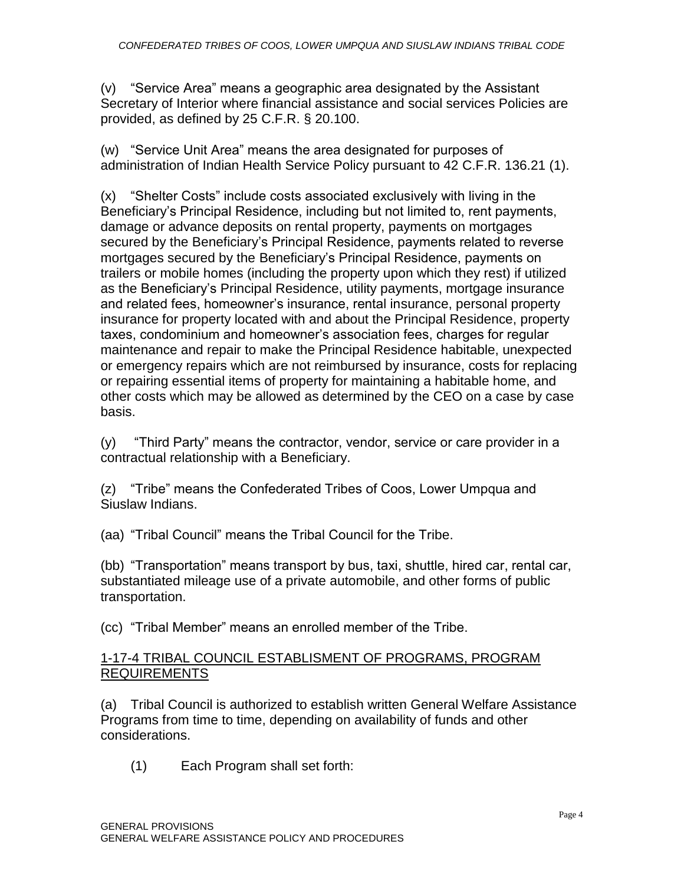(v) "Service Area" means a geographic area designated by the Assistant Secretary of Interior where financial assistance and social services Policies are provided, as defined by 25 C.F.R. § 20.100.

(w) "Service Unit Area" means the area designated for purposes of administration of Indian Health Service Policy pursuant to 42 C.F.R. 136.21 (1).

(x) "Shelter Costs" include costs associated exclusively with living in the Beneficiary's Principal Residence, including but not limited to, rent payments, damage or advance deposits on rental property, payments on mortgages secured by the Beneficiary's Principal Residence, payments related to reverse mortgages secured by the Beneficiary's Principal Residence, payments on trailers or mobile homes (including the property upon which they rest) if utilized as the Beneficiary's Principal Residence, utility payments, mortgage insurance and related fees, homeowner's insurance, rental insurance, personal property insurance for property located with and about the Principal Residence, property taxes, condominium and homeowner's association fees, charges for regular maintenance and repair to make the Principal Residence habitable, unexpected or emergency repairs which are not reimbursed by insurance, costs for replacing or repairing essential items of property for maintaining a habitable home, and other costs which may be allowed as determined by the CEO on a case by case basis.

(y) "Third Party" means the contractor, vendor, service or care provider in a contractual relationship with a Beneficiary.

(z) "Tribe" means the Confederated Tribes of Coos, Lower Umpqua and Siuslaw Indians.

(aa) "Tribal Council" means the Tribal Council for the Tribe.

(bb) "Transportation" means transport by bus, taxi, shuttle, hired car, rental car, substantiated mileage use of a private automobile, and other forms of public transportation.

(cc) "Tribal Member" means an enrolled member of the Tribe.

## 1-17-4 TRIBAL COUNCIL ESTABLISMENT OF PROGRAMS, PROGRAM REQUIREMENTS

(a) Tribal Council is authorized to establish written General Welfare Assistance Programs from time to time, depending on availability of funds and other considerations.

(1) Each Program shall set forth: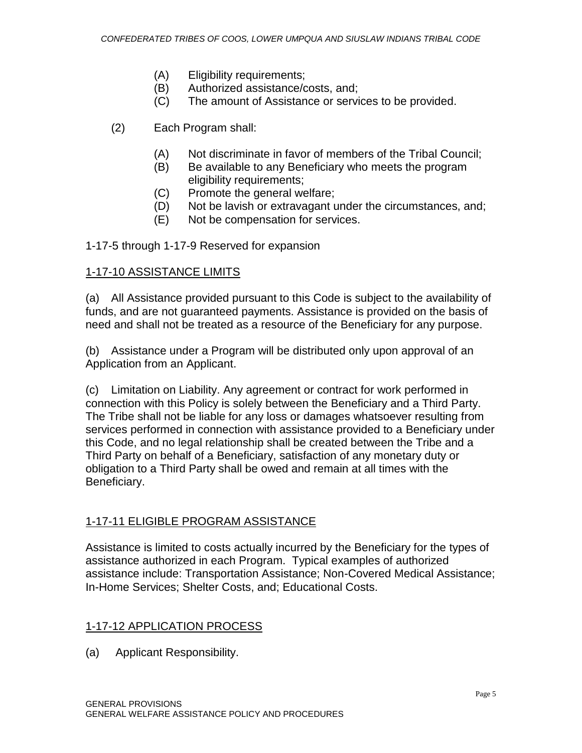(A) Eligibility requirements;
(B) Authorized assistance/costs, and;
(C) The amount of Assistance or services to be provided.

(2) Each Program shall:

(A) Not discriminate in favor of members of the Tribal Council;
(B) Be available to any Beneficiary who meets the program eligibility requirements;
(C) Promote the general welfare;
(D) Not be lavish or extravagant under the circumstances, and;
(E) Not be compensation for services.

1-17-5 through 1-17-9 Reserved for expansion

## 1-17-10 ASSISTANCE LIMITS

(a) All Assistance provided pursuant to this Code is subject to the availability of funds, and are not guaranteed payments. Assistance is provided on the basis of need and shall not be treated as a resource of the Beneficiary for any purpose.

(b) Assistance under a Program will be distributed only upon approval of an Application from an Applicant.

(c) Limitation on Liability. Any agreement or contract for work performed in connection with this Policy is solely between the Beneficiary and a Third Party. The Tribe shall not be liable for any loss or damages whatsoever resulting from services performed in connection with assistance provided to a Beneficiary under this Code, and no legal relationship shall be created between the Tribe and a Third Party on behalf of a Beneficiary, satisfaction of any monetary duty or obligation to a Third Party shall be owed and remain at all times with the Beneficiary.

## 1-17-11 ELIGIBLE PROGRAM ASSISTANCE

Assistance is limited to costs actually incurred by the Beneficiary for the types of assistance authorized in each Program. Typical examples of authorized assistance include: Transportation Assistance; Non-Covered Medical Assistance; In-Home Services; Shelter Costs, and; Educational Costs.

## 1-17-12 APPLICATION PROCESS

(a) Applicant Responsibility.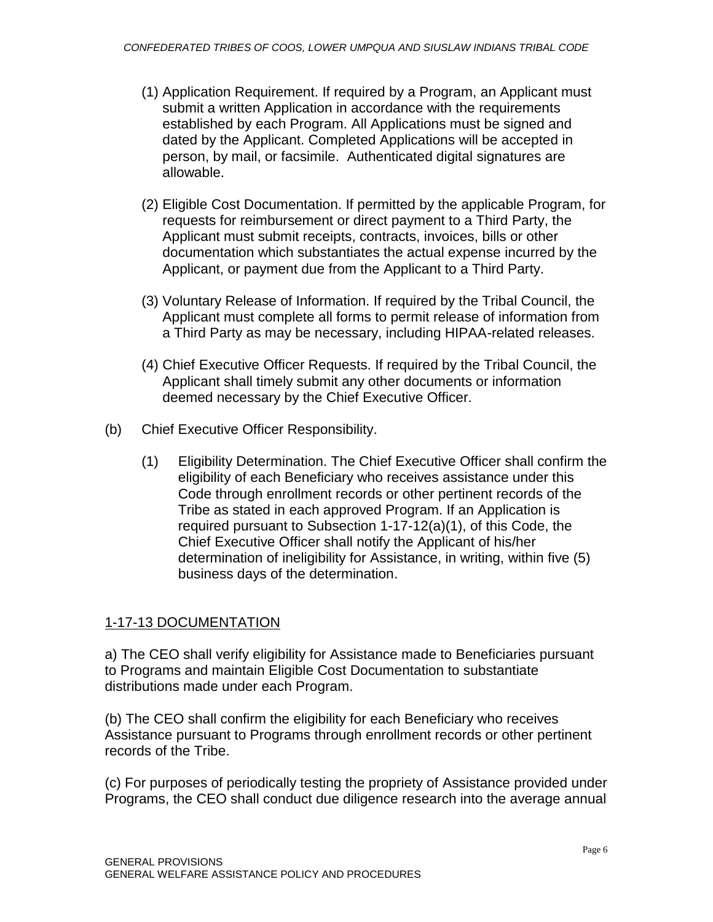(1) Application Requirement. If required by a Program, an Applicant must submit a written Application in accordance with the requirements established by each Program. All Applications must be signed and dated by the Applicant. Completed Applications will be accepted in person, by mail, or facsimile. Authenticated digital signatures are allowable.

(2) Eligible Cost Documentation. If permitted by the applicable Program, for requests for reimbursement or direct payment to a Third Party, the Applicant must submit receipts, contracts, invoices, bills or other documentation which substantiates the actual expense incurred by the Applicant, or payment due from the Applicant to a Third Party.

(3) Voluntary Release of Information. If required by the Tribal Council, the Applicant must complete all forms to permit release of information from a Third Party as may be necessary, including HIPAA-related releases.

(4) Chief Executive Officer Requests. If required by the Tribal Council, the Applicant shall timely submit any other documents or information deemed necessary by the Chief Executive Officer.

(b) Chief Executive Officer Responsibility.

(1) Eligibility Determination. The Chief Executive Officer shall confirm the eligibility of each Beneficiary who receives assistance under this Code through enrollment records or other pertinent records of the Tribe as stated in each approved Program. If an Application is required pursuant to Subsection 1-17-12(a)(1), of this Code, the Chief Executive Officer shall notify the Applicant of his/her determination of ineligibility for Assistance, in writing, within five (5) business days of the determination.

## 1-17-13 DOCUMENTATION

a) The CEO shall verify eligibility for Assistance made to Beneficiaries pursuant to Programs and maintain Eligible Cost Documentation to substantiate distributions made under each Program.

(b) The CEO shall confirm the eligibility for each Beneficiary who receives Assistance pursuant to Programs through enrollment records or other pertinent records of the Tribe.

(c) For purposes of periodically testing the propriety of Assistance provided under Programs, the CEO shall conduct due diligence research into the average annual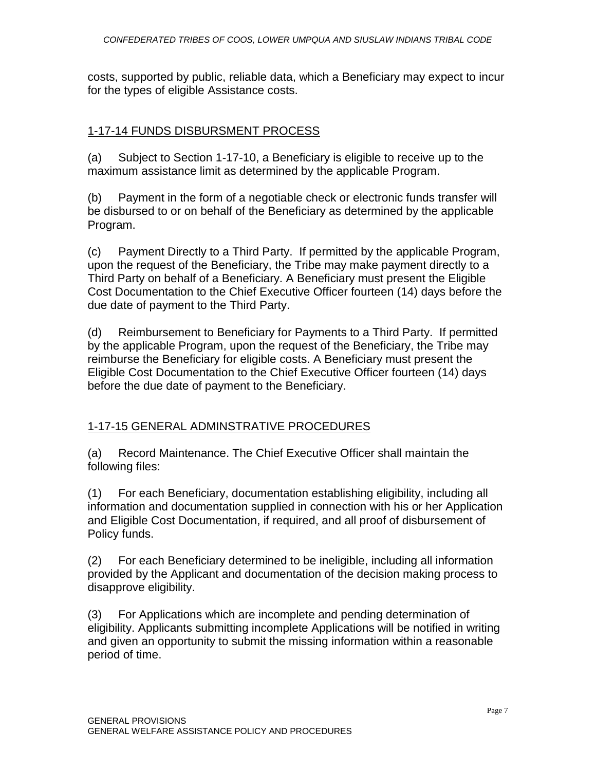costs, supported by public, reliable data, which a Beneficiary may expect to incur for the types of eligible Assistance costs.

## 1-17-14 FUNDS DISBURSMENT PROCESS

(a) Subject to Section 1-17-10, a Beneficiary is eligible to receive up to the maximum assistance limit as determined by the applicable Program.

(b) Payment in the form of a negotiable check or electronic funds transfer will be disbursed to or on behalf of the Beneficiary as determined by the applicable Program.

(c) Payment Directly to a Third Party. If permitted by the applicable Program, upon the request of the Beneficiary, the Tribe may make payment directly to a Third Party on behalf of a Beneficiary. A Beneficiary must present the Eligible Cost Documentation to the Chief Executive Officer fourteen (14) days before the due date of payment to the Third Party.

(d) Reimbursement to Beneficiary for Payments to a Third Party. If permitted by the applicable Program, upon the request of the Beneficiary, the Tribe may reimburse the Beneficiary for eligible costs. A Beneficiary must present the Eligible Cost Documentation to the Chief Executive Officer fourteen (14) days before the due date of payment to the Beneficiary.

## 1-17-15 GENERAL ADMINSTRATIVE PROCEDURES

(a) Record Maintenance. The Chief Executive Officer shall maintain the following files:

(1) For each Beneficiary, documentation establishing eligibility, including all information and documentation supplied in connection with his or her Application and Eligible Cost Documentation, if required, and all proof of disbursement of Policy funds.

(2) For each Beneficiary determined to be ineligible, including all information provided by the Applicant and documentation of the decision making process to disapprove eligibility.

(3) For Applications which are incomplete and pending determination of eligibility. Applicants submitting incomplete Applications will be notified in writing and given an opportunity to submit the missing information within a reasonable period of time.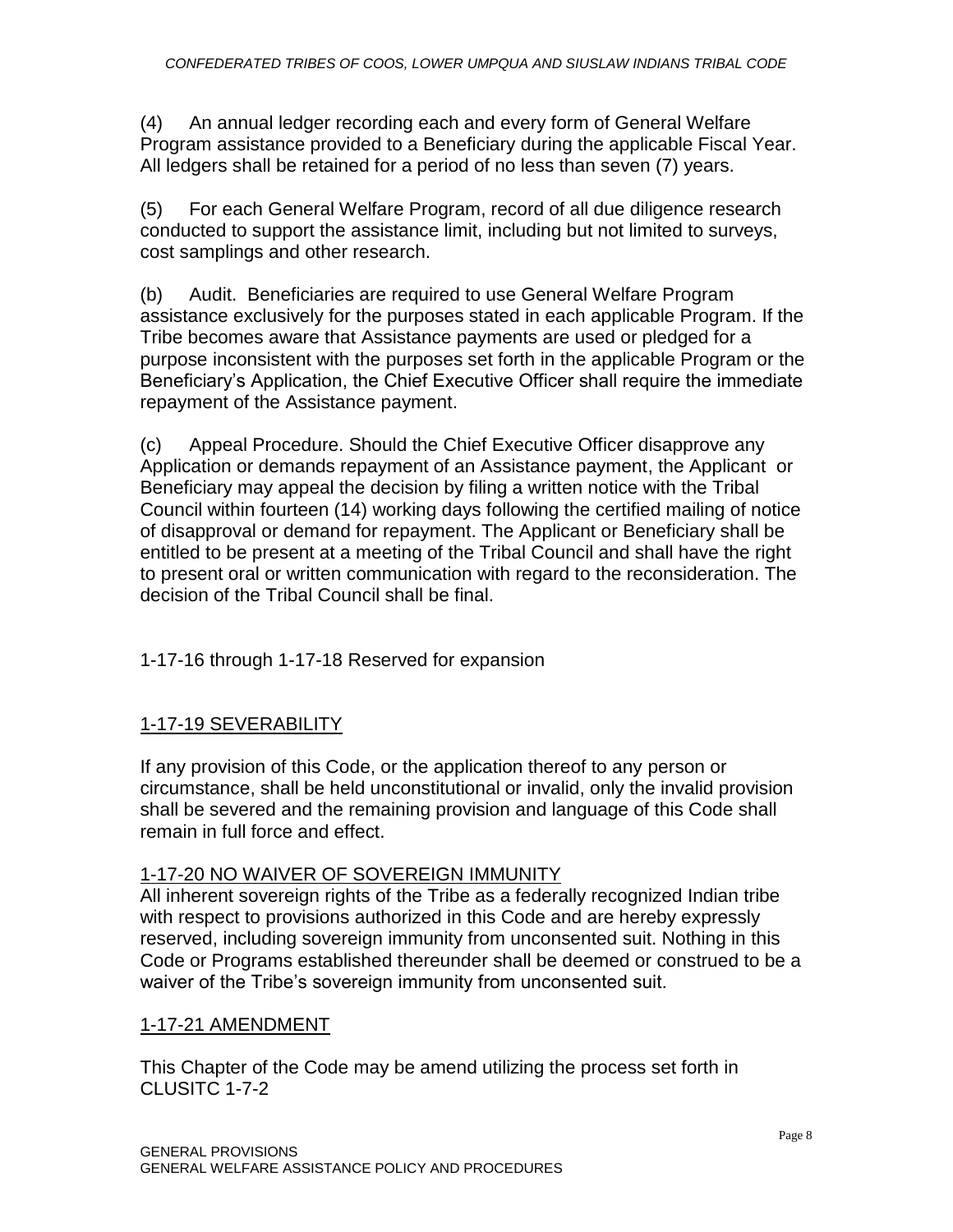(4) An annual ledger recording each and every form of General Welfare Program assistance provided to a Beneficiary during the applicable Fiscal Year. All ledgers shall be retained for a period of no less than seven (7) years.

(5) For each General Welfare Program, record of all due diligence research conducted to support the assistance limit, including but not limited to surveys, cost samplings and other research.

(b) Audit. Beneficiaries are required to use General Welfare Program assistance exclusively for the purposes stated in each applicable Program. If the Tribe becomes aware that Assistance payments are used or pledged for a purpose inconsistent with the purposes set forth in the applicable Program or the Beneficiary's Application, the Chief Executive Officer shall require the immediate repayment of the Assistance payment.

(c) Appeal Procedure. Should the Chief Executive Officer disapprove any Application or demands repayment of an Assistance payment, the Applicant or Beneficiary may appeal the decision by filing a written notice with the Tribal Council within fourteen (14) working days following the certified mailing of notice of disapproval or demand for repayment. The Applicant or Beneficiary shall be entitled to be present at a meeting of the Tribal Council and shall have the right to present oral or written communication with regard to the reconsideration. The decision of the Tribal Council shall be final.

1-17-16 through 1-17-18 Reserved for expansion

## 1-17-19 SEVERABILITY

If any provision of this Code, or the application thereof to any person or circumstance, shall be held unconstitutional or invalid, only the invalid provision shall be severed and the remaining provision and language of this Code shall remain in full force and effect.

## 1-17-20 NO WAIVER OF SOVEREIGN IMMUNITY

All inherent sovereign rights of the Tribe as a federally recognized Indian tribe with respect to provisions authorized in this Code and are hereby expressly reserved, including sovereign immunity from unconsented suit. Nothing in this Code or Programs established thereunder shall be deemed or construed to be a waiver of the Tribe's sovereign immunity from unconsented suit.

## 1-17-21 AMENDMENT

This Chapter of the Code may be amend utilizing the process set forth in CLUSITC 1-7-2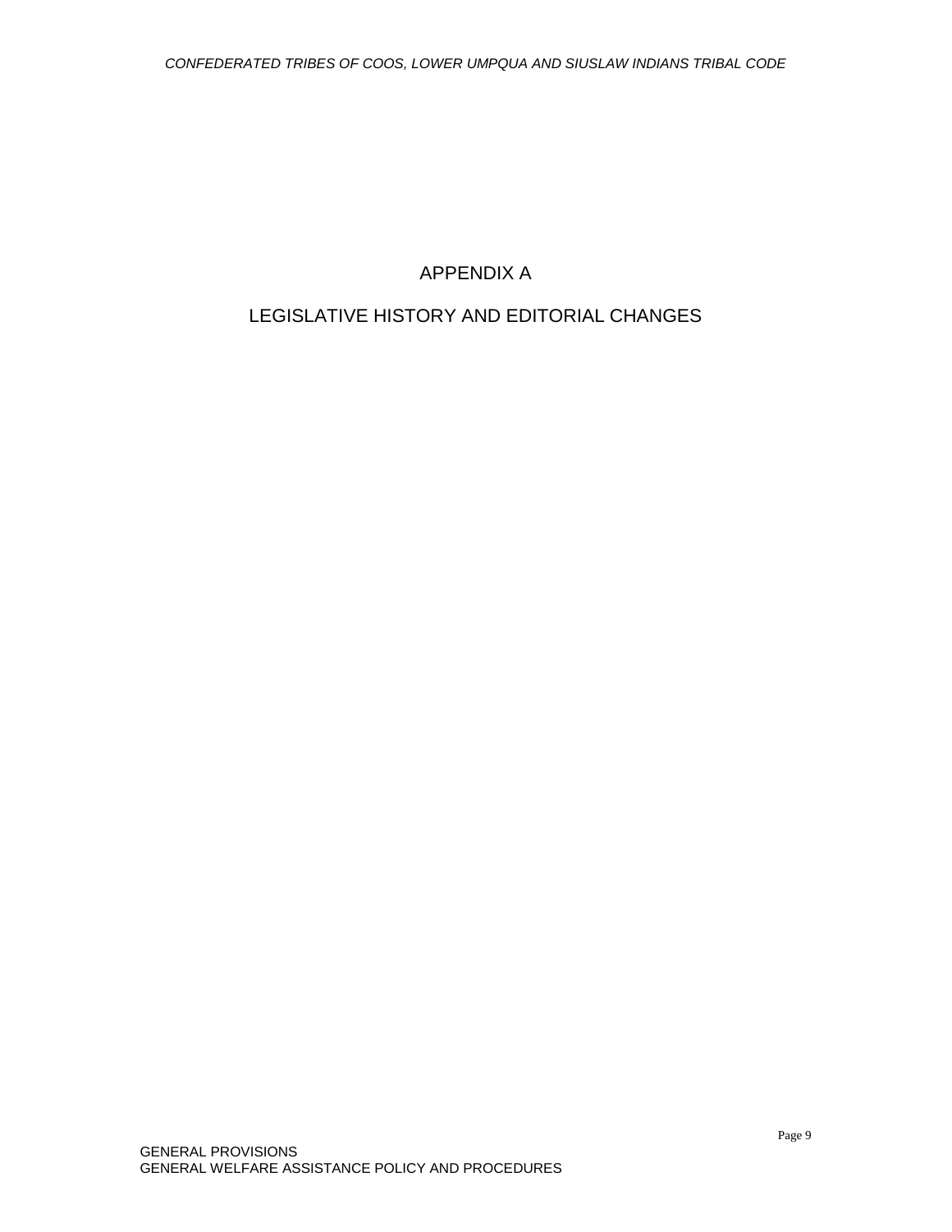# APPENDIX A

# LEGISLATIVE HISTORY AND EDITORIAL CHANGES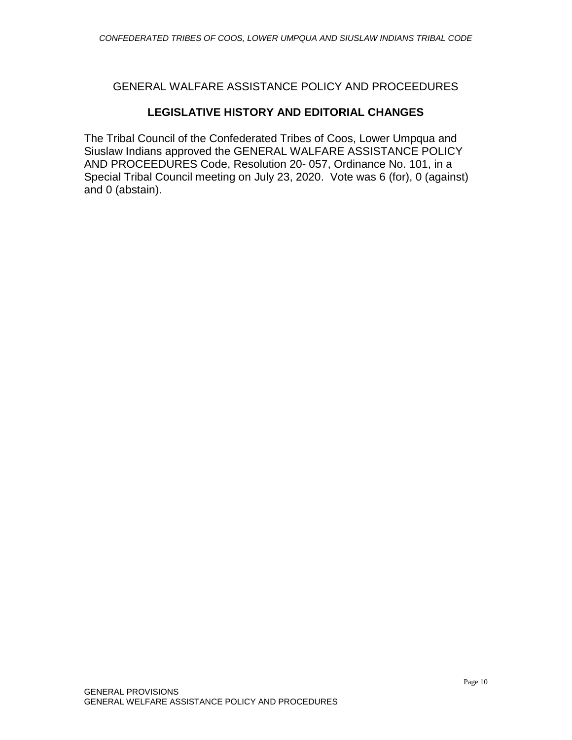GENERAL WALFARE ASSISTANCE POLICY AND PROCEEDURES

## LEGISLATIVE HISTORY AND EDITORIAL CHANGES

The Tribal Council of the Confederated Tribes of Coos, Lower Umpqua and Siuslaw Indians approved the GENERAL WALFARE ASSISTANCE POLICY AND PROCEEDURES Code, Resolution 20- 057, Ordinance No. 101, in a Special Tribal Council meeting on July 23, 2020. Vote was 6 (for), 0 (against) and 0 (abstain).